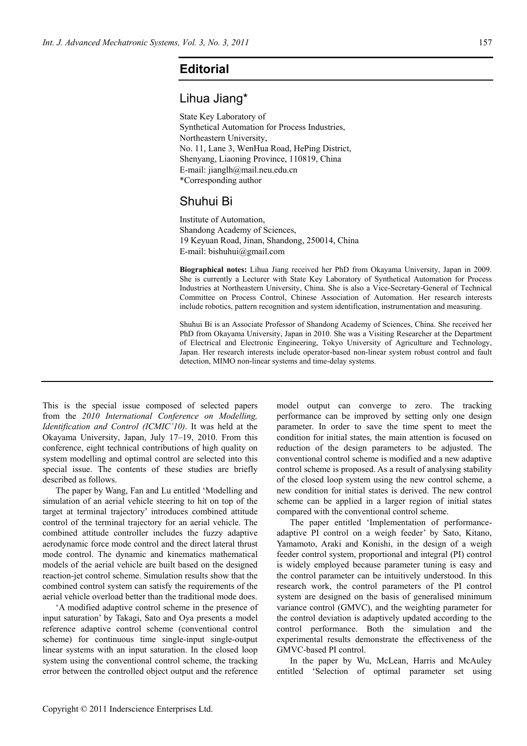# Editorial

## Lihua Jiang*

State Key Laboratory of
Synthetical Automation for Process Industries,
Northeastern University,
No. 11, Lane 3, WenHua Road, HePing District,
Shenyang, Liaoning Province, 110819, China
E-mail: jianglh@mail.neu.edu.cn
*Corresponding author

## Shuhui Bi

Institute of Automation,
Shandong Academy of Sciences,
19 Keyuan Road, Jinan, Shandong, 250014, China
E-mail: bishuhui@gmail.com

**Biographical notes:** Lihua Jiang received her PhD from Okayama University, Japan in 2009. She is currently a Lecturer with State Key Laboratory of Synthetical Automation for Process Industries at Northeastern University, China. She is also a Vice-Secretary-General of Technical Committee on Process Control, Chinese Association of Automation. Her research interests include robotics, pattern recognition and system identification, instrumentation and measuring.

Shuhui Bi is an Associate Professor of Shandong Academy of Sciences, China. She received her PhD from Okayama University, Japan in 2010. She was a Visiting Researcher at the Department of Electrical and Electronic Engineering, Tokyo University of Agriculture and Technology, Japan. Her research interests include operator-based non-linear system robust control and fault detection, MIMO non-linear systems and time-delay systems.

This is the special issue composed of selected papers from the *2010 International Conference on Modelling, Identification and Control (ICMIC'10)*. It was held at the Okayama University, Japan, July 17–19, 2010. From this conference, eight technical contributions of high quality on system modelling and optimal control are selected into this special issue. The contents of these studies are briefly described as follows.

The paper by Wang, Fan and Lu entitled 'Modelling and simulation of an aerial vehicle steering to hit on top of the target at terminal trajectory' introduces combined attitude control of the terminal trajectory for an aerial vehicle. The combined attitude controller includes the fuzzy adaptive aerodynamic force mode control and the direct lateral thrust mode control. The dynamic and kinematics mathematical models of the aerial vehicle are built based on the designed reaction-jet control scheme. Simulation results show that the combined control system can satisfy the requirements of the aerial vehicle overload better than the traditional mode does.

'A modified adaptive control scheme in the presence of input saturation' by Takagi, Sato and Oya presents a model reference adaptive control scheme (conventional control scheme) for continuous time single-input single-output linear systems with an input saturation. In the closed loop system using the conventional control scheme, the tracking error between the controlled object output and the reference model output can converge to zero. The tracking performance can be improved by setting only one design parameter. In order to save the time spent to meet the condition for initial states, the main attention is focused on reduction of the design parameters to be adjusted. The conventional control scheme is modified and a new adaptive control scheme is proposed. As a result of analysing stability of the closed loop system using the new control scheme, a new condition for initial states is derived. The new control scheme can be applied in a larger region of initial states compared with the conventional control scheme.

The paper entitled 'Implementation of performance-adaptive PI control on a weigh feeder' by Sato, Kitano, Yamamoto, Araki and Konishi, in the design of a weigh feeder control system, proportional and integral (PI) control is widely employed because parameter tuning is easy and the control parameter can be intuitively understood. In this research work, the control parameters of the PI control system are designed on the basis of generalised minimum variance control (GMVC), and the weighting parameter for the control deviation is adaptively updated according to the control performance. Both the simulation and the experimental results demonstrate the effectiveness of the GMVC-based PI control.

In the paper by Wu, McLean, Harris and McAuley entitled 'Selection of optimal parameter set using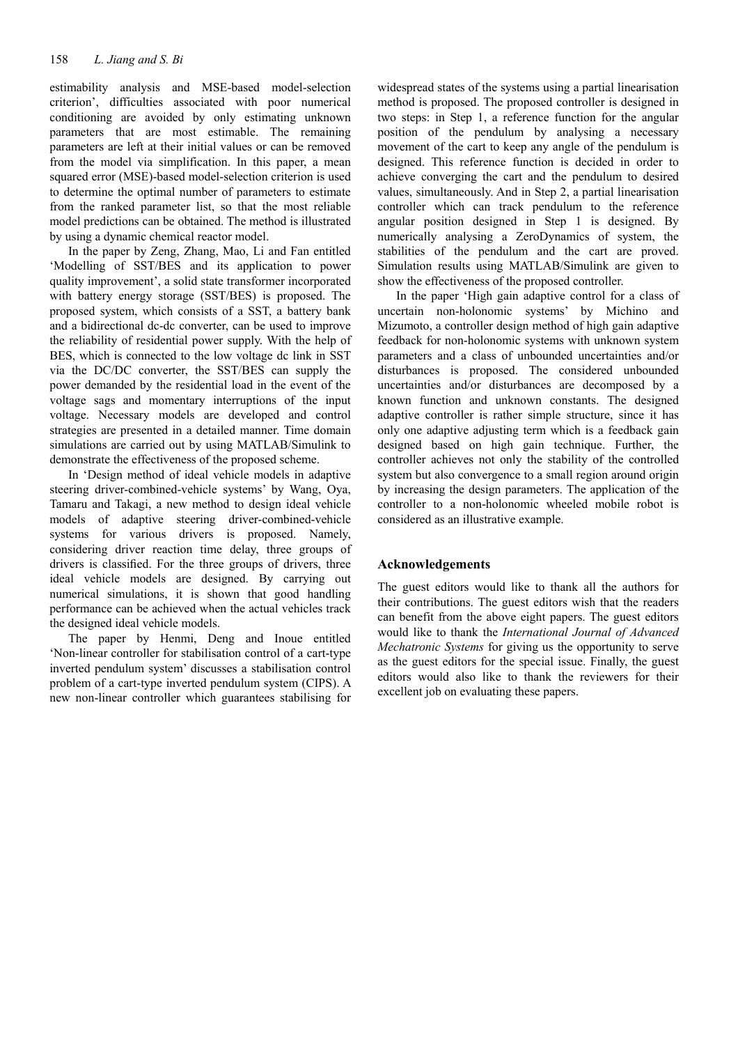estimability analysis and MSE-based model-selection criterion', difficulties associated with poor numerical conditioning are avoided by only estimating unknown parameters that are most estimable. The remaining parameters are left at their initial values or can be removed from the model via simplification. In this paper, a mean squared error (MSE)-based model-selection criterion is used to determine the optimal number of parameters to estimate from the ranked parameter list, so that the most reliable model predictions can be obtained. The method is illustrated by using a dynamic chemical reactor model.

In the paper by Zeng, Zhang, Mao, Li and Fan entitled 'Modelling of SST/BES and its application to power quality improvement', a solid state transformer incorporated with battery energy storage (SST/BES) is proposed. The proposed system, which consists of a SST, a battery bank and a bidirectional dc-dc converter, can be used to improve the reliability of residential power supply. With the help of BES, which is connected to the low voltage dc link in SST via the DC/DC converter, the SST/BES can supply the power demanded by the residential load in the event of the voltage sags and momentary interruptions of the input voltage. Necessary models are developed and control strategies are presented in a detailed manner. Time domain simulations are carried out by using MATLAB/Simulink to demonstrate the effectiveness of the proposed scheme.

In 'Design method of ideal vehicle models in adaptive steering driver-combined-vehicle systems' by Wang, Oya, Tamaru and Takagi, a new method to design ideal vehicle models of adaptive steering driver-combined-vehicle systems for various drivers is proposed. Namely, considering driver reaction time delay, three groups of drivers is classified. For the three groups of drivers, three ideal vehicle models are designed. By carrying out numerical simulations, it is shown that good handling performance can be achieved when the actual vehicles track the designed ideal vehicle models.

The paper by Henmi, Deng and Inoue entitled 'Non-linear controller for stabilisation control of a cart-type inverted pendulum system' discusses a stabilisation control problem of a cart-type inverted pendulum system (CIPS). A new non-linear controller which guarantees stabilising for widespread states of the systems using a partial linearisation method is proposed. The proposed controller is designed in two steps: in Step 1, a reference function for the angular position of the pendulum by analysing a necessary movement of the cart to keep any angle of the pendulum is designed. This reference function is decided in order to achieve converging the cart and the pendulum to desired values, simultaneously. And in Step 2, a partial linearisation controller which can track pendulum to the reference angular position designed in Step 1 is designed. By numerically analysing a ZeroDynamics of system, the stabilities of the pendulum and the cart are proved. Simulation results using MATLAB/Simulink are given to show the effectiveness of the proposed controller.

In the paper 'High gain adaptive control for a class of uncertain non-holonomic systems' by Michino and Mizumoto, a controller design method of high gain adaptive feedback for non-holonomic systems with unknown system parameters and a class of unbounded uncertainties and/or disturbances is proposed. The considered unbounded uncertainties and/or disturbances are decomposed by a known function and unknown constants. The designed adaptive controller is rather simple structure, since it has only one adaptive adjusting term which is a feedback gain designed based on high gain technique. Further, the controller achieves not only the stability of the controlled system but also convergence to a small region around origin by increasing the design parameters. The application of the controller to a non-holonomic wheeled mobile robot is considered as an illustrative example.

## Acknowledgements

The guest editors would like to thank all the authors for their contributions. The guest editors wish that the readers can benefit from the above eight papers. The guest editors would like to thank the *International Journal of Advanced Mechatronic Systems* for giving us the opportunity to serve as the guest editors for the special issue. Finally, the guest editors would also like to thank the reviewers for their excellent job on evaluating these papers.